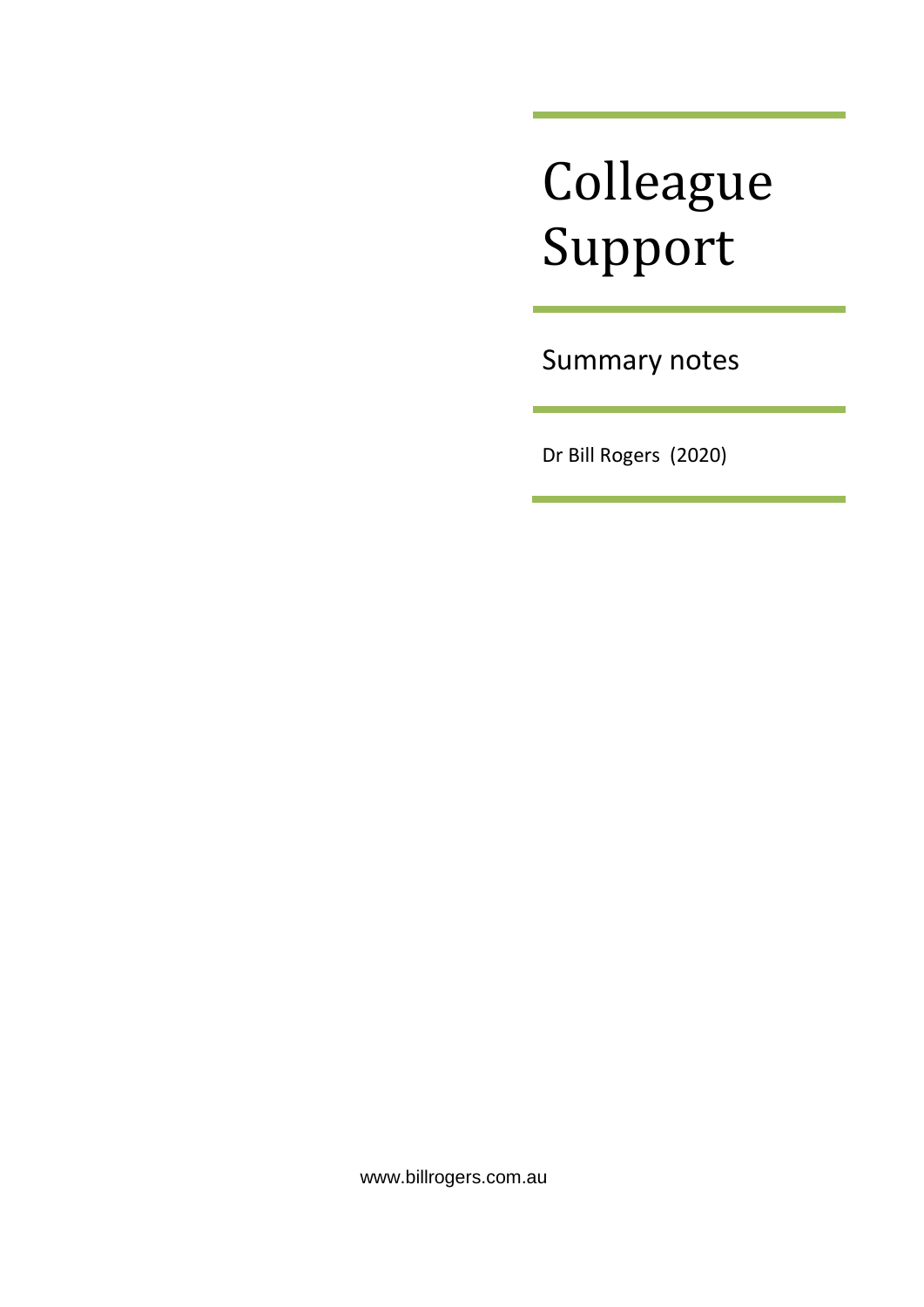# Colleague Support

## Summary notes

Dr Bill Rogers (2020)

www.billrogers.com.au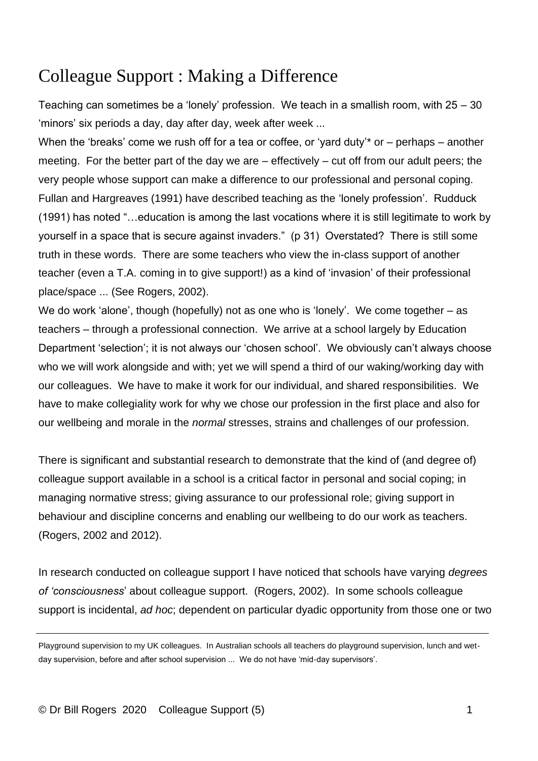# Colleague Support : Making a Difference

Teaching can sometimes be a 'lonely' profession. We teach in a smallish room, with 25 – 30 'minors' six periods a day, day after day, week after week ...

When the 'breaks' come we rush off for a tea or coffee, or 'yard duty'* or – perhaps – another meeting. For the better part of the day we are – effectively – cut off from our adult peers; the very people whose support can make a difference to our professional and personal coping. Fullan and Hargreaves (1991) have described teaching as the 'lonely profession'. Rudduck (1991) has noted "…education is among the last vocations where it is still legitimate to work by yourself in a space that is secure against invaders." (p 31) Overstated? There is still some truth in these words. There are some teachers who view the in-class support of another teacher (even a T.A. coming in to give support!) as a kind of 'invasion' of their professional place/space ... (See Rogers, 2002).

We do work 'alone', though (hopefully) not as one who is 'lonely'. We come together – as teachers – through a professional connection. We arrive at a school largely by Education Department 'selection'; it is not always our 'chosen school'. We obviously can't always choose who we will work alongside and with; yet we will spend a third of our waking/working day with our colleagues. We have to make it work for our individual, and shared responsibilities. We have to make collegiality work for why we chose our profession in the first place and also for our wellbeing and morale in the *normal* stresses, strains and challenges of our profession.

There is significant and substantial research to demonstrate that the kind of (and degree of) colleague support available in a school is a critical factor in personal and social coping; in managing normative stress; giving assurance to our professional role; giving support in behaviour and discipline concerns and enabling our wellbeing to do our work as teachers. (Rogers, 2002 and 2012).

In research conducted on colleague support I have noticed that schools have varying *degrees of 'consciousness'* about colleague support. (Rogers, 2002). In some schools colleague support is incidental, *ad hoc*; dependent on particular dyadic opportunity from those one or two

---

Playground supervision to my UK colleagues. In Australian schools all teachers do playground supervision, lunch and wet-day supervision, before and after school supervision ... We do not have 'mid-day supervisors'.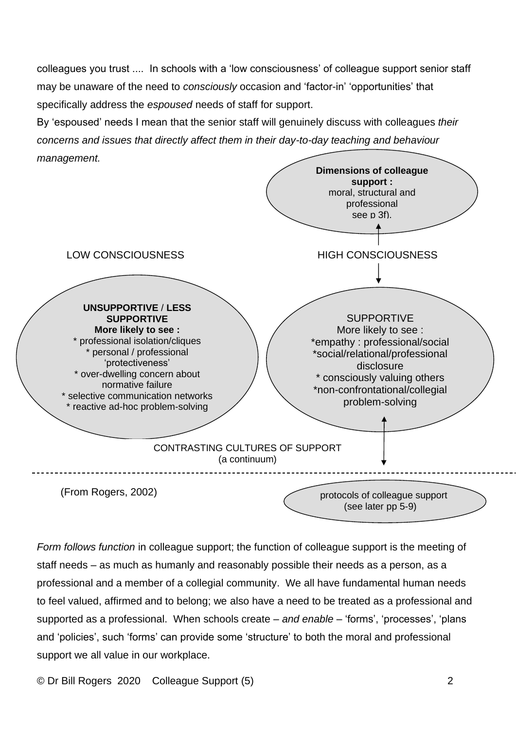colleagues you trust .... In schools with a 'low consciousness' of colleague support senior staff may be unaware of the need to *consciously* occasion and 'factor-in' 'opportunities' that specifically address the *espoused* needs of staff for support.

By 'espoused' needs I mean that the senior staff will genuinely discuss with colleagues *their concerns and issues that directly affect them in their day-to-day teaching and behaviour management.*

**Dimensions of colleague support :** moral, structural and professional see p 3f).

LOW CONSCIOUSNESS — HIGH CONSCIOUSNESS

**UNSUPPORTIVE / LESS SUPPORTIVE**
**More likely to see :**
* professional isolation/cliques
* personal / professional 'protectiveness'
* over-dwelling concern about normative failure
* selective communication networks
* reactive ad-hoc problem-solving

SUPPORTIVE
More likely to see :
*empathy : professional/social
*social/relational/professional disclosure
* consciously valuing others
*non-confrontational/collegial problem-solving

CONTRASTING CULTURES OF SUPPORT
(a continuum)

(From Rogers, 2002)

protocols of colleague support (see later pp 5-9)

*Form follows function* in colleague support; the function of colleague support is the meeting of staff needs – as much as humanly and reasonably possible their needs as a person, as a professional and a member of a collegial community. We all have fundamental human needs to feel valued, affirmed and to belong; we also have a need to be treated as a professional and supported as a professional. When schools create – *and enable* – 'forms', 'processes', 'plans and 'policies', such 'forms' can provide some 'structure' to both the moral and professional support we all value in our workplace.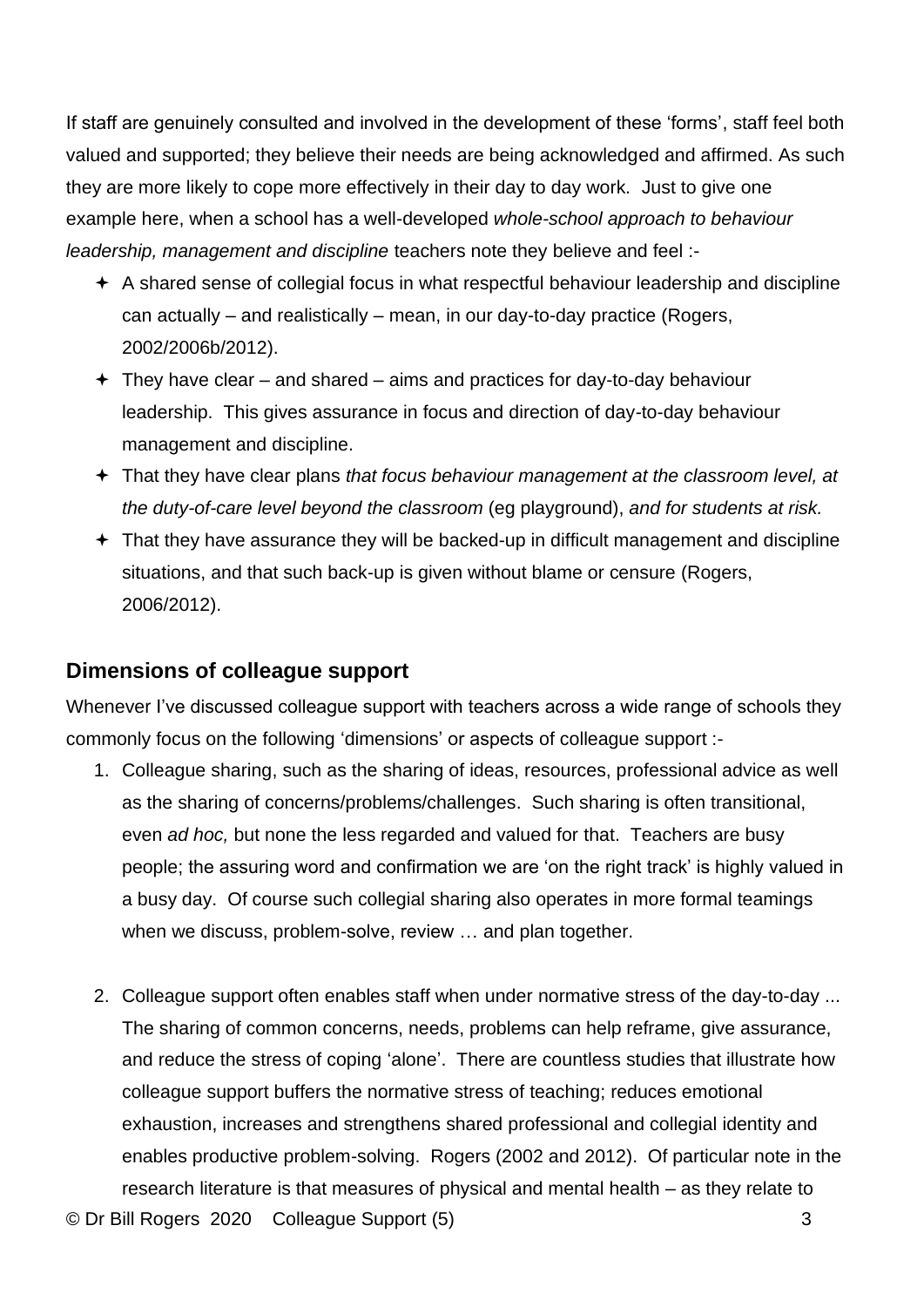If staff are genuinely consulted and involved in the development of these 'forms', staff feel both valued and supported; they believe their needs are being acknowledged and affirmed. As such they are more likely to cope more effectively in their day to day work. Just to give one example here, when a school has a well-developed *whole-school approach to behaviour leadership, management and discipline* teachers note they believe and feel :-

- A shared sense of collegial focus in what respectful behaviour leadership and discipline can actually – and realistically – mean, in our day-to-day practice (Rogers, 2002/2006b/2012).
- They have clear – and shared – aims and practices for day-to-day behaviour leadership. This gives assurance in focus and direction of day-to-day behaviour management and discipline.
- That they have clear plans *that focus behaviour management at the classroom level, at the duty-of-care level beyond the classroom* (eg playground), *and for students at risk.*
- That they have assurance they will be backed-up in difficult management and discipline situations, and that such back-up is given without blame or censure (Rogers, 2006/2012).

## Dimensions of colleague support

Whenever I've discussed colleague support with teachers across a wide range of schools they commonly focus on the following 'dimensions' or aspects of colleague support :-

1. Colleague sharing, such as the sharing of ideas, resources, professional advice as well as the sharing of concerns/problems/challenges. Such sharing is often transitional, even *ad hoc,* but none the less regarded and valued for that. Teachers are busy people; the assuring word and confirmation we are 'on the right track' is highly valued in a busy day. Of course such collegial sharing also operates in more formal teamings when we discuss, problem-solve, review … and plan together.

2. Colleague support often enables staff when under normative stress of the day-to-day ... The sharing of common concerns, needs, problems can help reframe, give assurance, and reduce the stress of coping 'alone'. There are countless studies that illustrate how colleague support buffers the normative stress of teaching; reduces emotional exhaustion, increases and strengthens shared professional and collegial identity and enables productive problem-solving. Rogers (2002 and 2012). Of particular note in the research literature is that measures of physical and mental health – as they relate to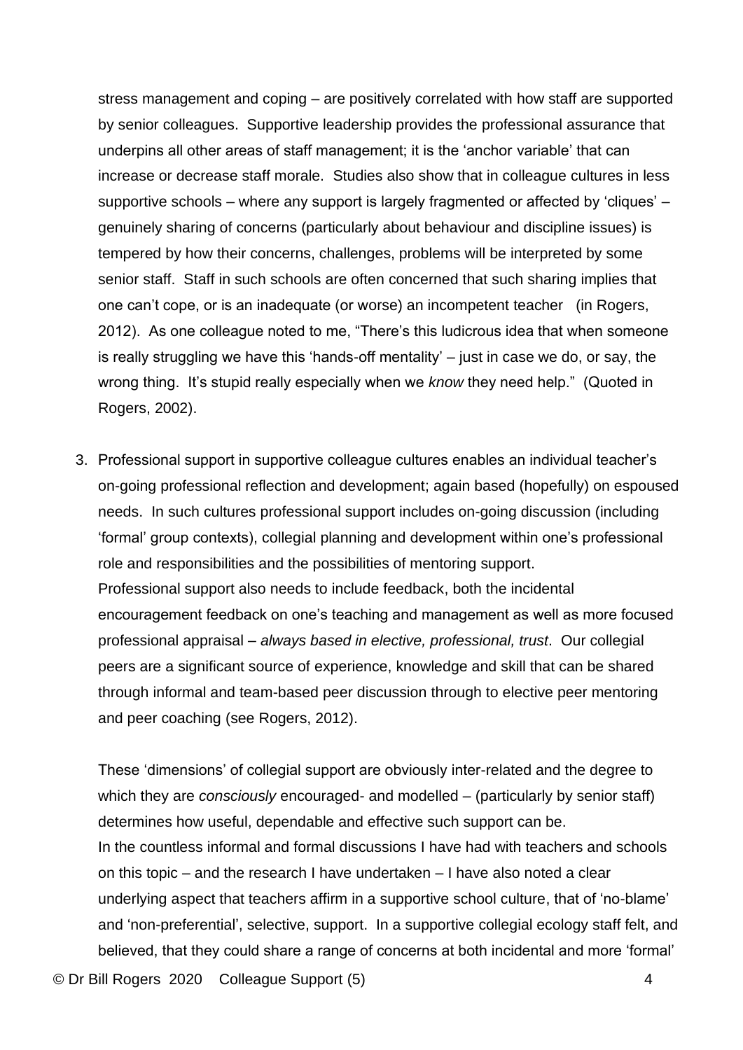stress management and coping – are positively correlated with how staff are supported by senior colleagues. Supportive leadership provides the professional assurance that underpins all other areas of staff management; it is the 'anchor variable' that can increase or decrease staff morale. Studies also show that in colleague cultures in less supportive schools – where any support is largely fragmented or affected by 'cliques' – genuinely sharing of concerns (particularly about behaviour and discipline issues) is tempered by how their concerns, challenges, problems will be interpreted by some senior staff. Staff in such schools are often concerned that such sharing implies that one can't cope, or is an inadequate (or worse) an incompetent teacher (in Rogers, 2012). As one colleague noted to me, "There's this ludicrous idea that when someone is really struggling we have this 'hands-off mentality' – just in case we do, or say, the wrong thing. It's stupid really especially when we *know* they need help." (Quoted in Rogers, 2002).

3. Professional support in supportive colleague cultures enables an individual teacher's on-going professional reflection and development; again based (hopefully) on espoused needs. In such cultures professional support includes on-going discussion (including 'formal' group contexts), collegial planning and development within one's professional role and responsibilities and the possibilities of mentoring support.
   Professional support also needs to include feedback, both the incidental encouragement feedback on one's teaching and management as well as more focused professional appraisal – *always based in elective, professional, trust*. Our collegial peers are a significant source of experience, knowledge and skill that can be shared through informal and team-based peer discussion through to elective peer mentoring and peer coaching (see Rogers, 2012).

   These 'dimensions' of collegial support are obviously inter-related and the degree to which they are *consciously* encouraged- and modelled – (particularly by senior staff) determines how useful, dependable and effective such support can be.
   In the countless informal and formal discussions I have had with teachers and schools on this topic – and the research I have undertaken – I have also noted a clear underlying aspect that teachers affirm in a supportive school culture, that of 'no-blame' and 'non-preferential', selective, support. In a supportive collegial ecology staff felt, and believed, that they could share a range of concerns at both incidental and more 'formal'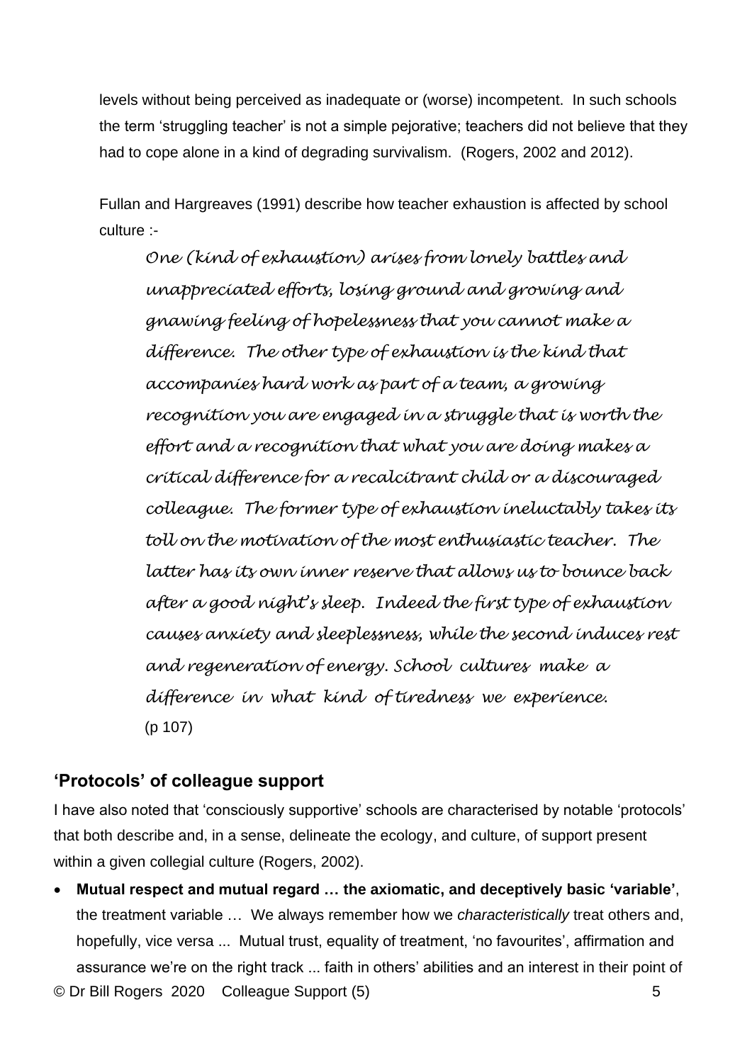levels without being perceived as inadequate or (worse) incompetent. In such schools the term 'struggling teacher' is not a simple pejorative; teachers did not believe that they had to cope alone in a kind of degrading survivalism. (Rogers, 2002 and 2012).

Fullan and Hargreaves (1991) describe how teacher exhaustion is affected by school culture :-

> *One (kind of exhaustion) arises from lonely battles and unappreciated efforts, losing ground and growing and gnawing feeling of hopelessness that you cannot make a difference. The other type of exhaustion is the kind that accompanies hard work as part of a team, a growing recognition you are engaged in a struggle that is worth the effort and a recognition that what you are doing makes a critical difference for a recalcitrant child or a discouraged colleague. The former type of exhaustion ineluctably takes its toll on the motivation of the most enthusiastic teacher. The latter has its own inner reserve that allows us to bounce back after a good night's sleep. Indeed the first type of exhaustion causes anxiety and sleeplessness, while the second induces rest and regeneration of energy. School cultures make a difference in what kind of tiredness we experience.*
> (p 107)

## 'Protocols' of colleague support

I have also noted that 'consciously supportive' schools are characterised by notable 'protocols' that both describe and, in a sense, delineate the ecology, and culture, of support present within a given collegial culture (Rogers, 2002).

- **Mutual respect and mutual regard … the axiomatic, and deceptively basic 'variable'**, the treatment variable … We always remember how we *characteristically* treat others and, hopefully, vice versa ... Mutual trust, equality of treatment, 'no favourites', affirmation and assurance we're on the right track ... faith in others' abilities and an interest in their point of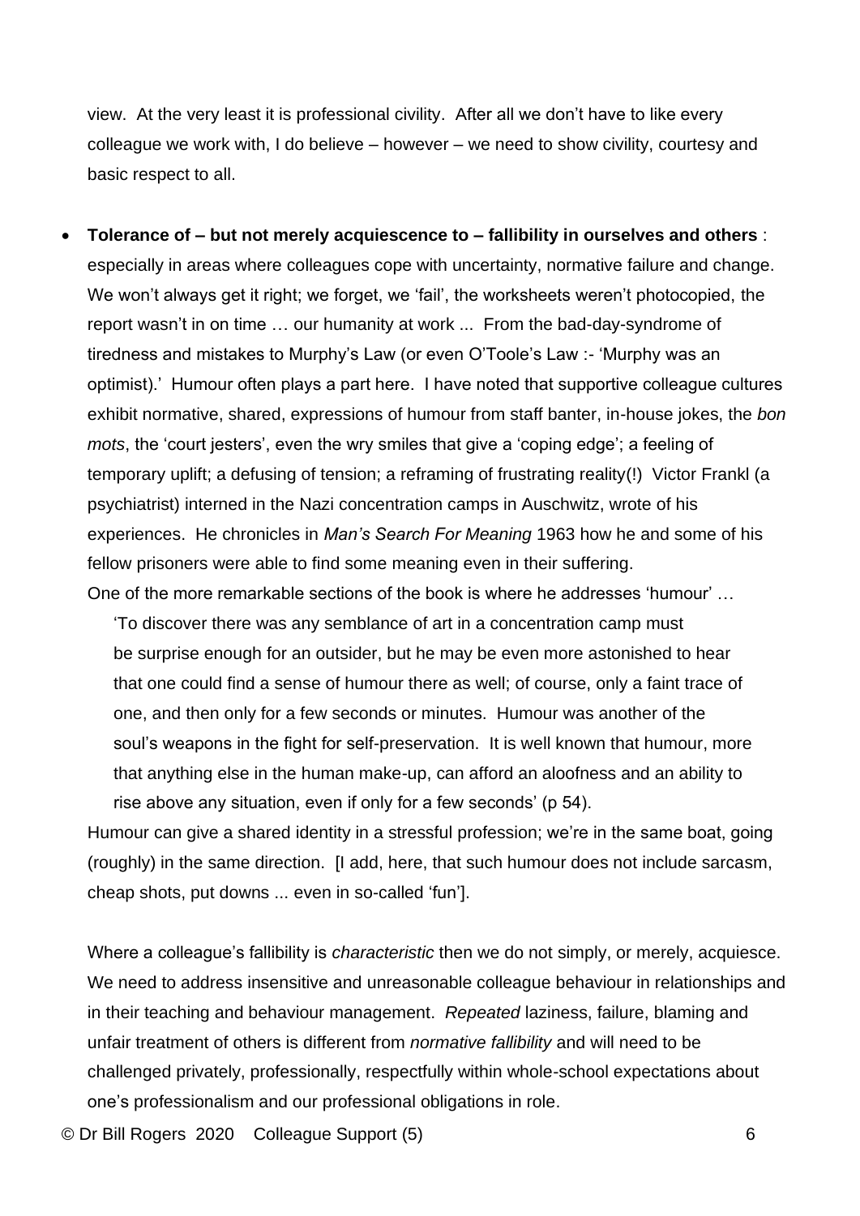view. At the very least it is professional civility. After all we don't have to like every colleague we work with, I do believe – however – we need to show civility, courtesy and basic respect to all.

- **Tolerance of – but not merely acquiescence to – fallibility in ourselves and others** : especially in areas where colleagues cope with uncertainty, normative failure and change. We won't always get it right; we forget, we 'fail', the worksheets weren't photocopied, the report wasn't in on time … our humanity at work ... From the bad-day-syndrome of tiredness and mistakes to Murphy's Law (or even O'Toole's Law :- 'Murphy was an optimist).' Humour often plays a part here. I have noted that supportive colleague cultures exhibit normative, shared, expressions of humour from staff banter, in-house jokes, the *bon mots*, the 'court jesters', even the wry smiles that give a 'coping edge'; a feeling of temporary uplift; a defusing of tension; a reframing of frustrating reality(!) Victor Frankl (a psychiatrist) interned in the Nazi concentration camps in Auschwitz, wrote of his experiences. He chronicles in *Man's Search For Meaning* 1963 how he and some of his fellow prisoners were able to find some meaning even in their suffering.

  One of the more remarkable sections of the book is where he addresses 'humour' …

  > 'To discover there was any semblance of art in a concentration camp must be surprise enough for an outsider, but he may be even more astonished to hear that one could find a sense of humour there as well; of course, only a faint trace of one, and then only for a few seconds or minutes. Humour was another of the soul's weapons in the fight for self-preservation. It is well known that humour, more that anything else in the human make-up, can afford an aloofness and an ability to rise above any situation, even if only for a few seconds' (p 54).

  Humour can give a shared identity in a stressful profession; we're in the same boat, going (roughly) in the same direction. [I add, here, that such humour does not include sarcasm, cheap shots, put downs ... even in so-called 'fun'].

  Where a colleague's fallibility is *characteristic* then we do not simply, or merely, acquiesce. We need to address insensitive and unreasonable colleague behaviour in relationships and in their teaching and behaviour management. *Repeated* laziness, failure, blaming and unfair treatment of others is different from *normative fallibility* and will need to be challenged privately, professionally, respectfully within whole-school expectations about one's professionalism and our professional obligations in role.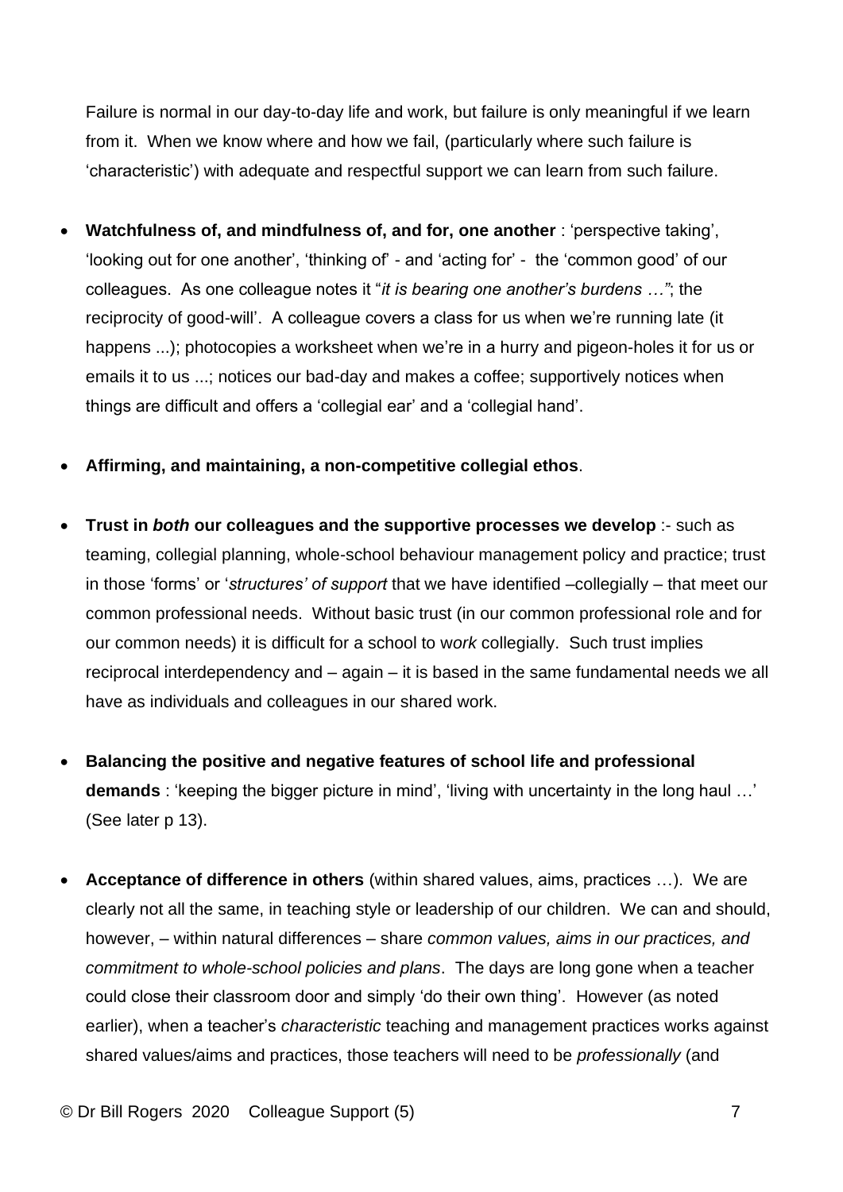Failure is normal in our day-to-day life and work, but failure is only meaningful if we learn from it. When we know where and how we fail, (particularly where such failure is 'characteristic') with adequate and respectful support we can learn from such failure.

- **Watchfulness of, and mindfulness of, and for, one another** : 'perspective taking', 'looking out for one another', 'thinking of' - and 'acting for' - the 'common good' of our colleagues. As one colleague notes it "*it is bearing one another's burdens …"*; the reciprocity of good-will'. A colleague covers a class for us when we're running late (it happens ...); photocopies a worksheet when we're in a hurry and pigeon-holes it for us or emails it to us ...; notices our bad-day and makes a coffee; supportively notices when things are difficult and offers a 'collegial ear' and a 'collegial hand'.

- **Affirming, and maintaining, a non-competitive collegial ethos**.

- **Trust in *both* our colleagues and the supportive processes we develop** :- such as teaming, collegial planning, whole-school behaviour management policy and practice; trust in those 'forms' or '*structures' of support* that we have identified –collegially – that meet our common professional needs. Without basic trust (in our common professional role and for our common needs) it is difficult for a school to w*ork* collegially. Such trust implies reciprocal interdependency and – again – it is based in the same fundamental needs we all have as individuals and colleagues in our shared work.

- **Balancing the positive and negative features of school life and professional demands** : 'keeping the bigger picture in mind', 'living with uncertainty in the long haul …' (See later p 13).

- **Acceptance of difference in others** (within shared values, aims, practices …). We are clearly not all the same, in teaching style or leadership of our children. We can and should, however, – within natural differences – share *common values, aims in our practices, and commitment to whole-school policies and plans*. The days are long gone when a teacher could close their classroom door and simply 'do their own thing'. However (as noted earlier), when a teacher's *characteristic* teaching and management practices works against shared values/aims and practices, those teachers will need to be *professionally* (and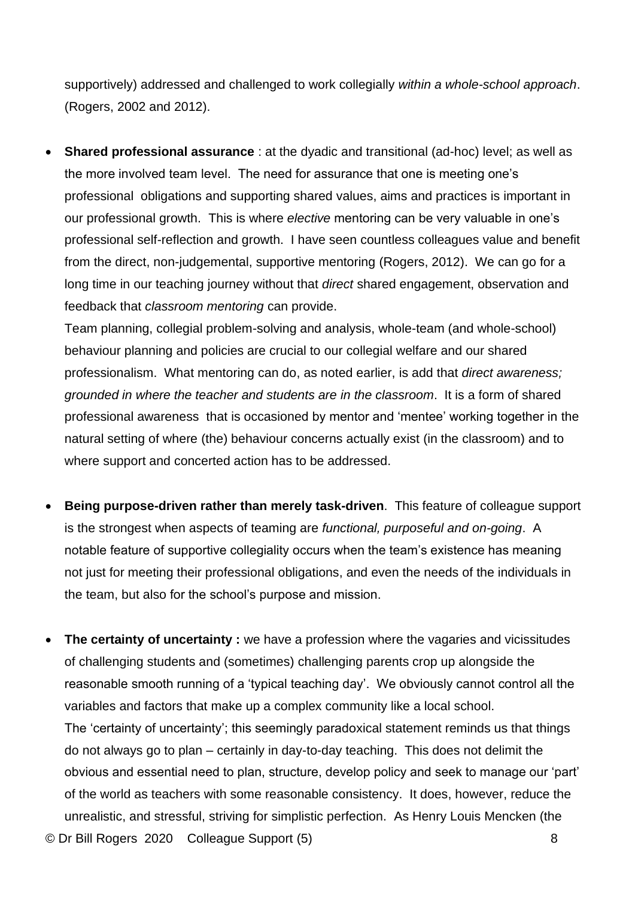supportively) addressed and challenged to work collegially *within a whole-school approach*. (Rogers, 2002 and 2012).

- **Shared professional assurance** : at the dyadic and transitional (ad-hoc) level; as well as the more involved team level. The need for assurance that one is meeting one's professional obligations and supporting shared values, aims and practices is important in our professional growth. This is where *elective* mentoring can be very valuable in one's professional self-reflection and growth. I have seen countless colleagues value and benefit from the direct, non-judgemental, supportive mentoring (Rogers, 2012). We can go for a long time in our teaching journey without that *direct* shared engagement, observation and feedback that *classroom mentoring* can provide.

  Team planning, collegial problem-solving and analysis, whole-team (and whole-school) behaviour planning and policies are crucial to our collegial welfare and our shared professionalism. What mentoring can do, as noted earlier, is add that *direct awareness; grounded in where the teacher and students are in the classroom*. It is a form of shared professional awareness that is occasioned by mentor and 'mentee' working together in the natural setting of where (the) behaviour concerns actually exist (in the classroom) and to where support and concerted action has to be addressed.

- **Being purpose-driven rather than merely task-driven**. This feature of colleague support is the strongest when aspects of teaming are *functional, purposeful and on-going*. A notable feature of supportive collegiality occurs when the team's existence has meaning not just for meeting their professional obligations, and even the needs of the individuals in the team, but also for the school's purpose and mission.

- **The certainty of uncertainty :** we have a profession where the vagaries and vicissitudes of challenging students and (sometimes) challenging parents crop up alongside the reasonable smooth running of a 'typical teaching day'. We obviously cannot control all the variables and factors that make up a complex community like a local school.

  The 'certainty of uncertainty'; this seemingly paradoxical statement reminds us that things do not always go to plan – certainly in day-to-day teaching. This does not delimit the obvious and essential need to plan, structure, develop policy and seek to manage our 'part' of the world as teachers with some reasonable consistency. It does, however, reduce the unrealistic, and stressful, striving for simplistic perfection. As Henry Louis Mencken (the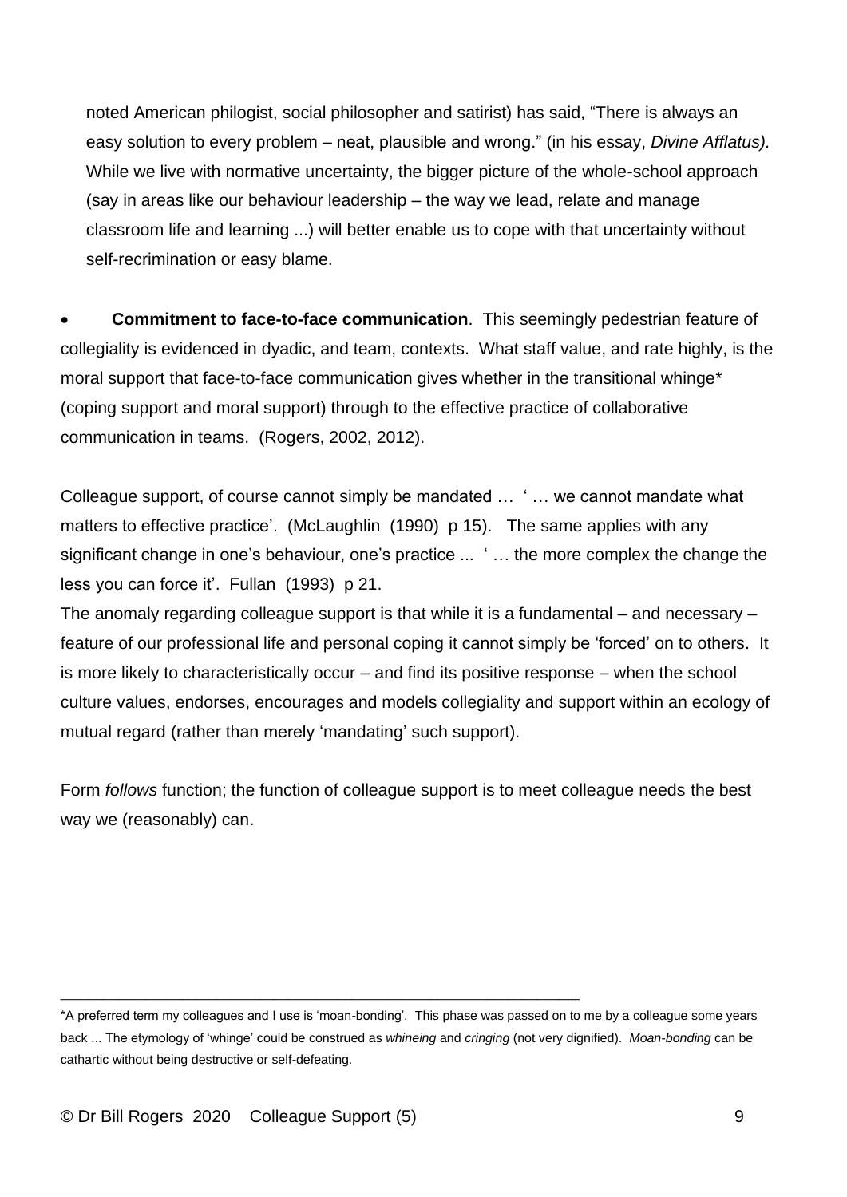noted American philogist, social philosopher and satirist) has said, “There is always an easy solution to every problem – neat, plausible and wrong.” (in his essay, *Divine Afflatus).* While we live with normative uncertainty, the bigger picture of the whole-school approach (say in areas like our behaviour leadership – the way we lead, relate and manage classroom life and learning ...) will better enable us to cope with that uncertainty without self-recrimination or easy blame.

- **Commitment to face-to-face communication**. This seemingly pedestrian feature of collegiality is evidenced in dyadic, and team, contexts. What staff value, and rate highly, is the moral support that face-to-face communication gives whether in the transitional whinge* (coping support and moral support) through to the effective practice of collaborative communication in teams. (Rogers, 2002, 2012).

Colleague support, of course cannot simply be mandated … ‘ … we cannot mandate what matters to effective practice’. (McLaughlin (1990) p 15). The same applies with any significant change in one’s behaviour, one’s practice ... ‘ … the more complex the change the less you can force it’. Fullan (1993) p 21.

The anomaly regarding colleague support is that while it is a fundamental – and necessary – feature of our professional life and personal coping it cannot simply be ‘forced’ on to others. It is more likely to characteristically occur – and find its positive response – when the school culture values, endorses, encourages and models collegiality and support within an ecology of mutual regard (rather than merely ‘mandating’ such support).

Form *follows* function; the function of colleague support is to meet colleague needs the best way we (reasonably) can.

---

*A preferred term my colleagues and I use is ‘moan-bonding’. This phase was passed on to me by a colleague some years back ... The etymology of ‘whinge’ could be construed as *whineing* and *cringing* (not very dignified). *Moan-bonding* can be cathartic without being destructive or self-defeating.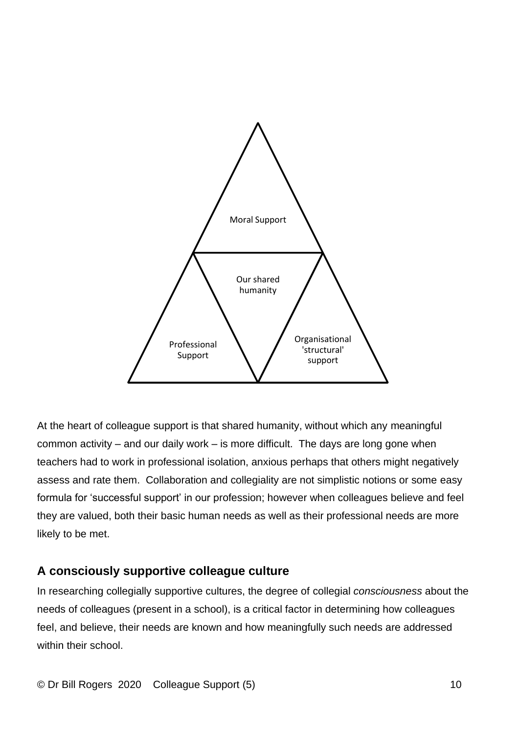Moral Support

Our shared humanity

Professional Support

Organisational 'structural' support

At the heart of colleague support is that shared humanity, without which any meaningful common activity – and our daily work – is more difficult. The days are long gone when teachers had to work in professional isolation, anxious perhaps that others might negatively assess and rate them. Collaboration and collegiality are not simplistic notions or some easy formula for 'successful support' in our profession; however when colleagues believe and feel they are valued, both their basic human needs as well as their professional needs are more likely to be met.

## A consciously supportive colleague culture

In researching collegially supportive cultures, the degree of collegial *consciousness* about the needs of colleagues (present in a school), is a critical factor in determining how colleagues feel, and believe, their needs are known and how meaningfully such needs are addressed within their school.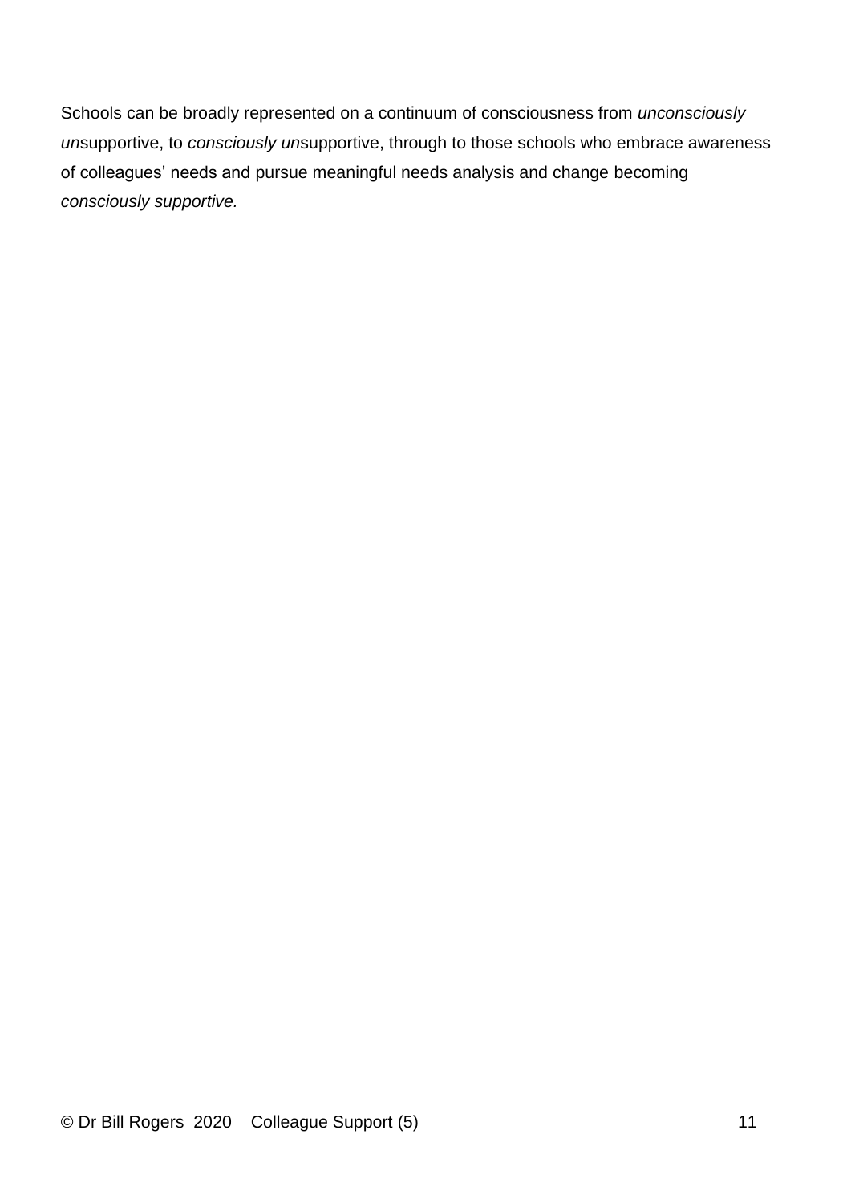Schools can be broadly represented on a continuum of consciousness from *unconsciously un*supportive, to *consciously un*supportive, through to those schools who embrace awareness of colleagues' needs and pursue meaningful needs analysis and change becoming *consciously supportive.*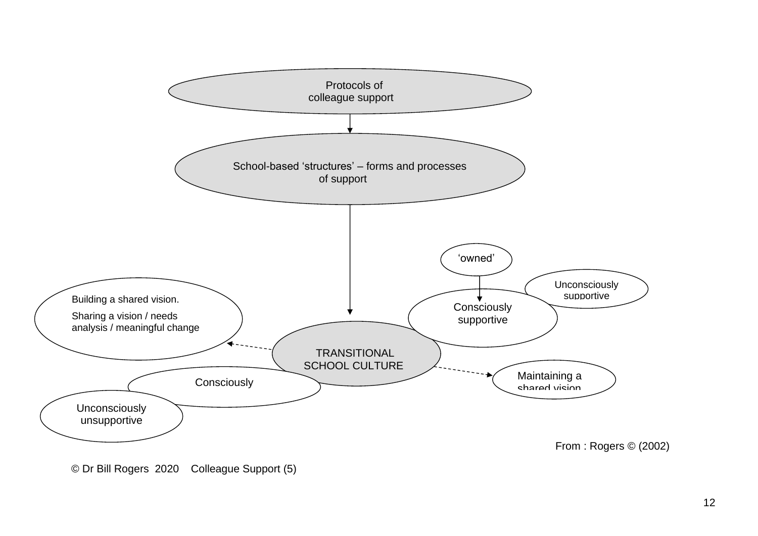Protocols of colleague support

School-based 'structures' – forms and processes of support

'owned'

Unconsciously supportive

Building a shared vision.

Sharing a vision / needs analysis / meaningful change

Consciously supportive

TRANSITIONAL SCHOOL CULTURE

Maintaining a shared vision

Consciously

Unconsciously unsupportive

From : Rogers © (2002)

© Dr Bill Rogers 2020 Colleague Support (5)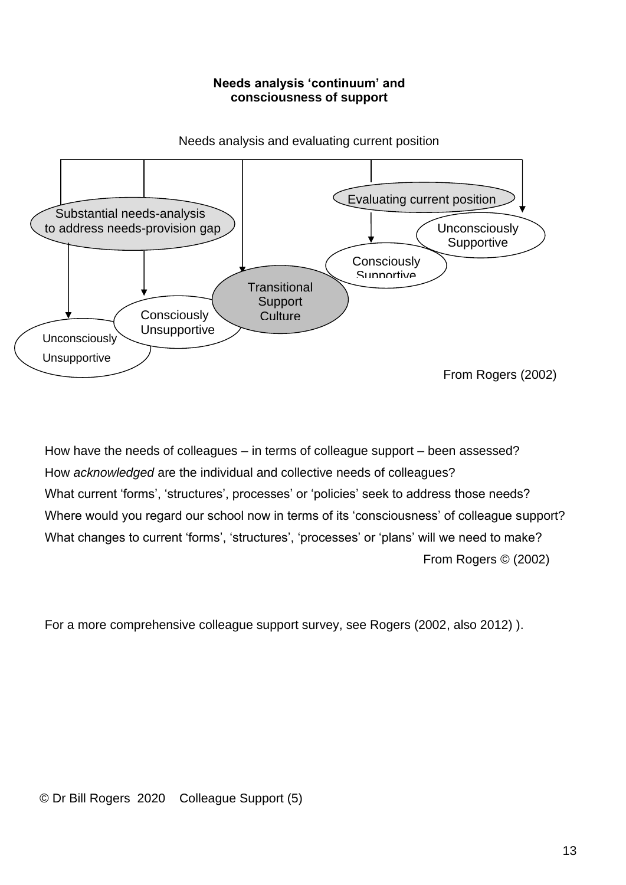**Needs analysis 'continuum' and consciousness of support**

Needs analysis and evaluating current position

Evaluating current position

Substantial needs-analysis to address needs-provision gap

Unconsciously Supportive

Consciously Supportive

Transitional Support Culture

Consciously Unsupportive

Unconsciously Unsupportive

From Rogers (2002)

How have the needs of colleagues – in terms of colleague support – been assessed?
How *acknowledged* are the individual and collective needs of colleagues?
What current 'forms', 'structures', processes' or 'policies' seek to address those needs?
Where would you regard our school now in terms of its 'consciousness' of colleague support?
What changes to current 'forms', 'structures', 'processes' or 'plans' will we need to make?

From Rogers © (2002)

For a more comprehensive colleague support survey, see Rogers (2002, also 2012) ).

© Dr Bill Rogers 2020 Colleague Support (5)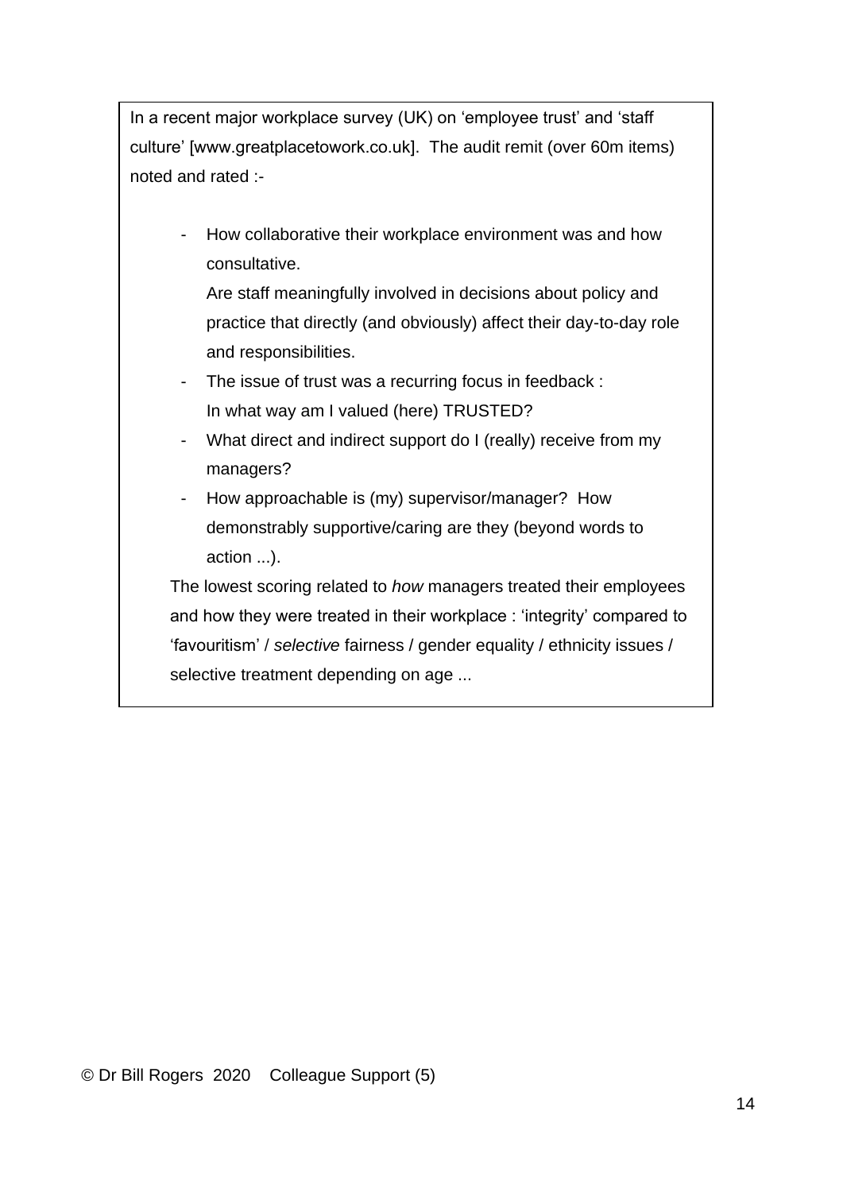In a recent major workplace survey (UK) on 'employee trust' and 'staff culture' [www.greatplacetowork.co.uk]. The audit remit (over 60m items) noted and rated :-

- How collaborative their workplace environment was and how consultative.
  Are staff meaningfully involved in decisions about policy and practice that directly (and obviously) affect their day-to-day role and responsibilities.
- The issue of trust was a recurring focus in feedback :
  In what way am I valued (here) TRUSTED?
- What direct and indirect support do I (really) receive from my managers?
- How approachable is (my) supervisor/manager? How demonstrably supportive/caring are they (beyond words to action ...).

The lowest scoring related to *how* managers treated their employees and how they were treated in their workplace : 'integrity' compared to 'favouritism' / *selective* fairness / gender equality / ethnicity issues / selective treatment depending on age ...

© Dr Bill Rogers 2020 Colleague Support (5)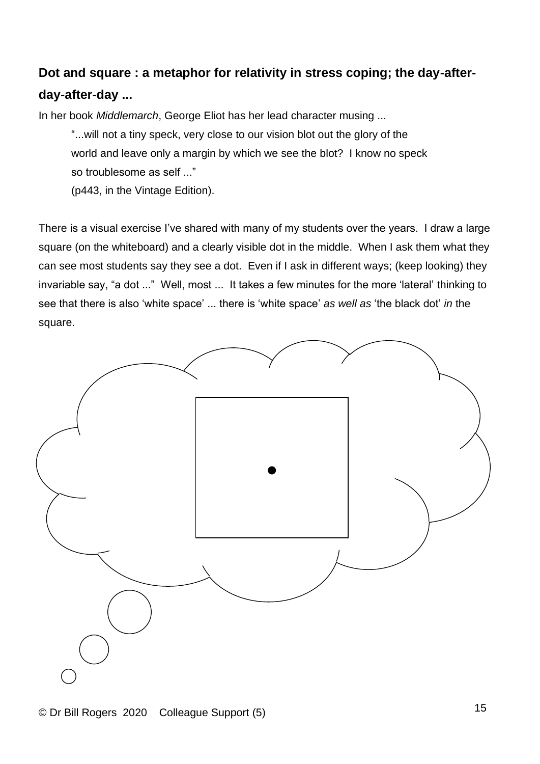## Dot and square : a metaphor for relativity in stress coping; the day-after-day-after-day ...

In her book *Middlemarch*, George Eliot has her lead character musing ...

> "...will not a tiny speck, very close to our vision blot out the glory of the world and leave only a margin by which we see the blot? I know no speck so troublesome as self ..."
>
> (p443, in the Vintage Edition).

There is a visual exercise I've shared with many of my students over the years. I draw a large square (on the whiteboard) and a clearly visible dot in the middle. When I ask them what they can see most students say they see a dot. Even if I ask in different ways; (keep looking) they invariable say, "a dot ..." Well, most ... It takes a few minutes for the more 'lateral' thinking to see that there is also 'white space' ... there is 'white space' *as well as* 'the black dot' *in* the square.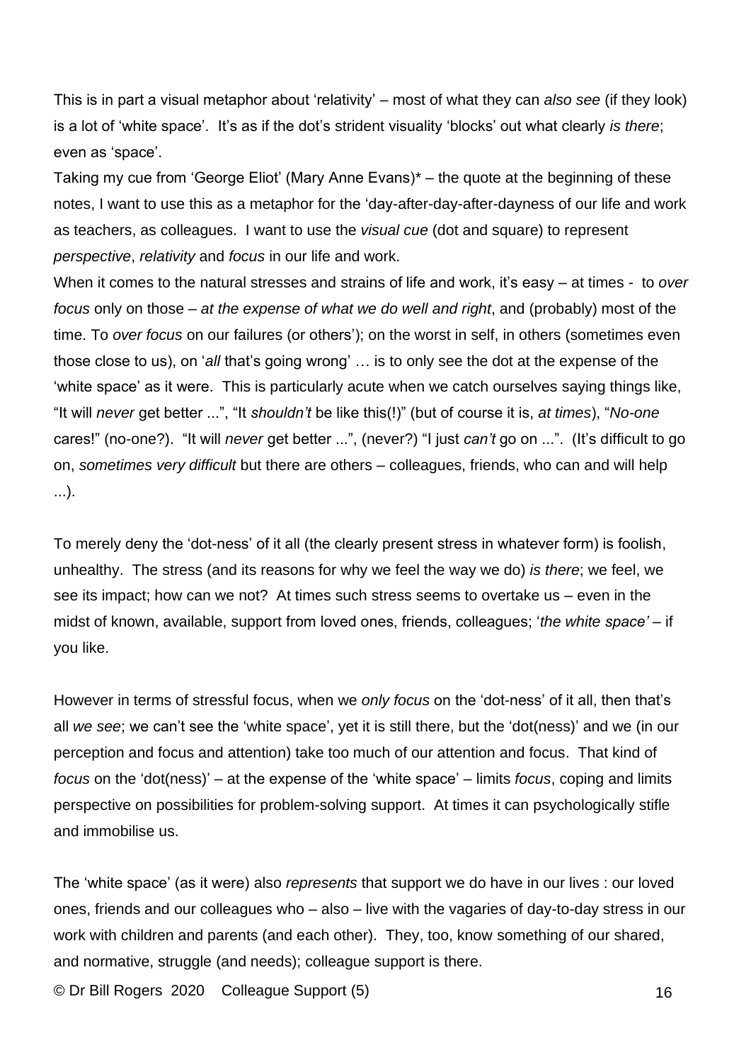This is in part a visual metaphor about 'relativity' – most of what they can *also see* (if they look) is a lot of 'white space'. It's as if the dot's strident visuality 'blocks' out what clearly *is there*; even as 'space'.

Taking my cue from 'George Eliot' (Mary Anne Evans)* – the quote at the beginning of these notes, I want to use this as a metaphor for the 'day-after-day-after-dayness of our life and work as teachers, as colleagues. I want to use the *visual cue* (dot and square) to represent *perspective*, *relativity* and *focus* in our life and work.

When it comes to the natural stresses and strains of life and work, it's easy – at times - to *over focus* only on those – *at the expense of what we do well and right*, and (probably) most of the time. To *over focus* on our failures (or others'); on the worst in self, in others (sometimes even those close to us), on '*all* that's going wrong' … is to only see the dot at the expense of the 'white space' as it were. This is particularly acute when we catch ourselves saying things like, "It will *never* get better ...", "It *shouldn't* be like this(!)" (but of course it is, *at times*), "*No-one* cares!" (no-one?). "It will *never* get better ...", (never?) "I just *can't* go on ...". (It's difficult to go on, *sometimes very difficult* but there are others – colleagues, friends, who can and will help ...).

To merely deny the 'dot-ness' of it all (the clearly present stress in whatever form) is foolish, unhealthy. The stress (and its reasons for why we feel the way we do) *is there*; we feel, we see its impact; how can we not? At times such stress seems to overtake us – even in the midst of known, available, support from loved ones, friends, colleagues; '*the white space'* – if you like.

However in terms of stressful focus, when we *only focus* on the 'dot-ness' of it all, then that's all *we see*; we can't see the 'white space', yet it is still there, but the 'dot(ness)' and we (in our perception and focus and attention) take too much of our attention and focus. That kind of *focus* on the 'dot(ness)' – at the expense of the 'white space' – limits *focus*, coping and limits perspective on possibilities for problem-solving support. At times it can psychologically stifle and immobilise us.

The 'white space' (as it were) also *represents* that support we do have in our lives : our loved ones, friends and our colleagues who – also – live with the vagaries of day-to-day stress in our work with children and parents (and each other). They, too, know something of our shared, and normative, struggle (and needs); colleague support is there.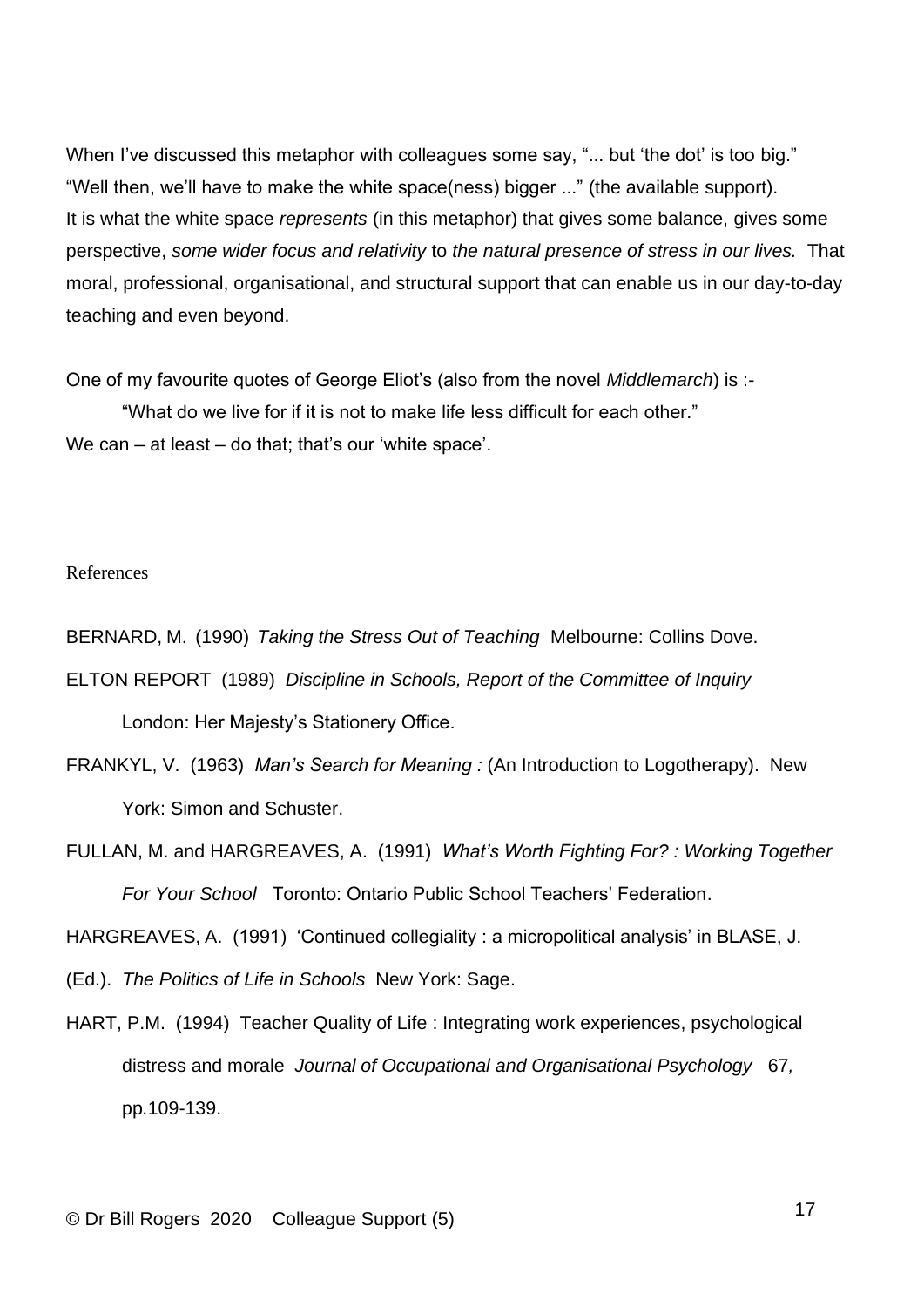When I've discussed this metaphor with colleagues some say, "... but 'the dot' is too big."
"Well then, we'll have to make the white space(ness) bigger ..." (the available support).
It is what the white space *represents* (in this metaphor) that gives some balance, gives some perspective, *some wider focus and relativity* to *the natural presence of stress in our lives.* That moral, professional, organisational, and structural support that can enable us in our day-to-day teaching and even beyond.

One of my favourite quotes of George Eliot's (also from the novel *Middlemarch*) is :-

> "What do we live for if it is not to make life less difficult for each other."

We can – at least – do that; that's our 'white space'.

References

BERNARD, M. (1990) *Taking the Stress Out of Teaching* Melbourne: Collins Dove.

ELTON REPORT (1989) *Discipline in Schools, Report of the Committee of Inquiry* London: Her Majesty's Stationery Office.

FRANKYL, V. (1963) *Man's Search for Meaning :* (An Introduction to Logotherapy). New York: Simon and Schuster.

FULLAN, M. and HARGREAVES, A. (1991) *What's Worth Fighting For? : Working Together For Your School* Toronto: Ontario Public School Teachers' Federation.

HARGREAVES, A. (1991) 'Continued collegiality : a micropolitical analysis' in BLASE, J. (Ed.). *The Politics of Life in Schools* New York: Sage.

HART, P.M. (1994) Teacher Quality of Life : Integrating work experiences, psychological distress and morale *Journal of Occupational and Organisational Psychology* 67, pp.109-139.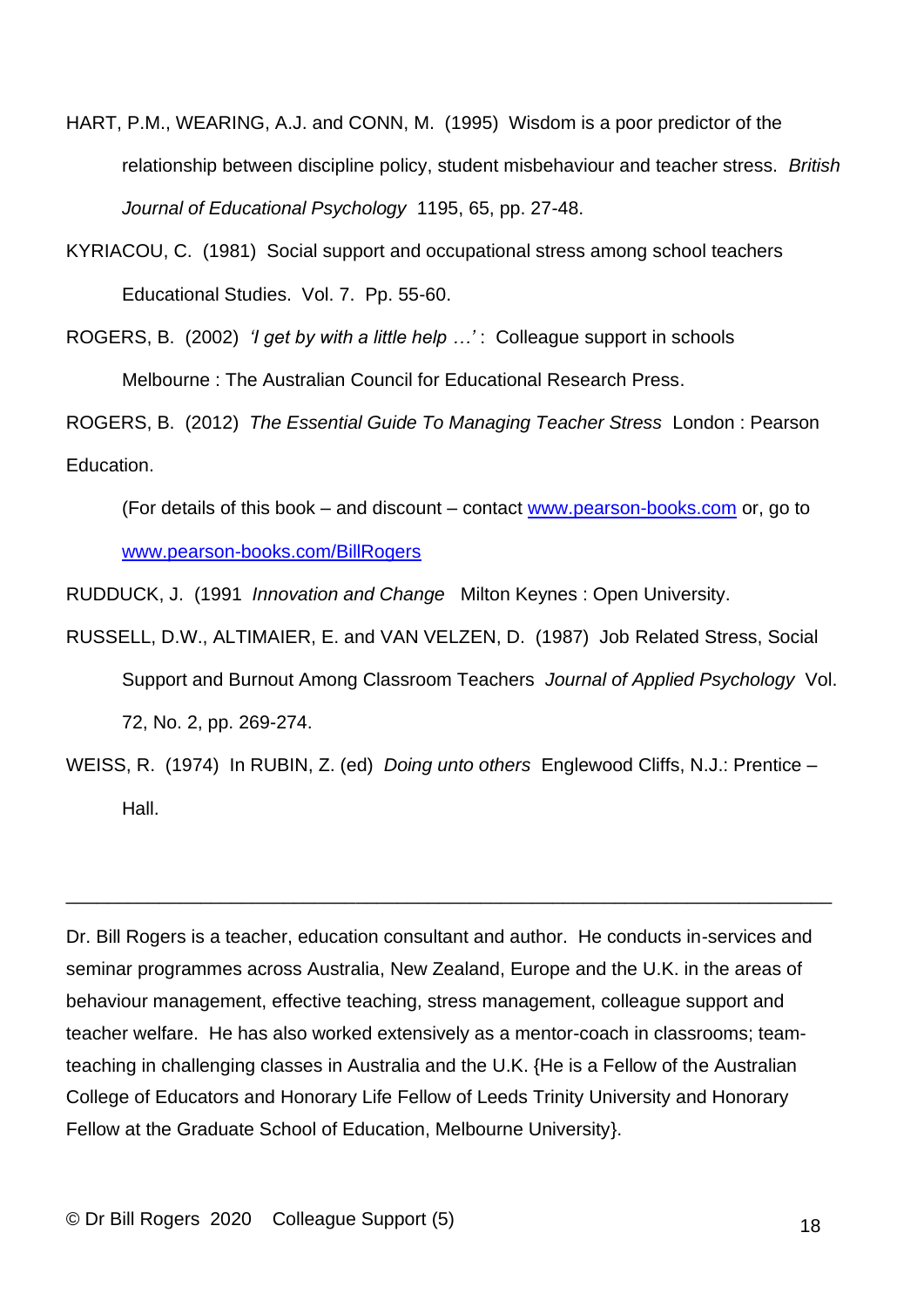HART, P.M., WEARING, A.J. and CONN, M. (1995) Wisdom is a poor predictor of the relationship between discipline policy, student misbehaviour and teacher stress. *British Journal of Educational Psychology* 1195, 65, pp. 27-48.

KYRIACOU, C. (1981) Social support and occupational stress among school teachers Educational Studies. Vol. 7. Pp. 55-60.

ROGERS, B. (2002) *'I get by with a little help …'* : Colleague support in schools Melbourne : The Australian Council for Educational Research Press.

ROGERS, B. (2012) *The Essential Guide To Managing Teacher Stress* London : Pearson Education.

(For details of this book – and discount – contact [www.pearson-books.com](http://www.pearson-books.com) or, go to [www.pearson-books.com/BillRogers](http://www.pearson-books.com/BillRogers)

RUDDUCK, J. (1991 *Innovation and Change* Milton Keynes : Open University.

RUSSELL, D.W., ALTIMAIER, E. and VAN VELZEN, D. (1987) Job Related Stress, Social Support and Burnout Among Classroom Teachers *Journal of Applied Psychology* Vol. 72, No. 2, pp. 269-274.

WEISS, R. (1974) In RUBIN, Z. (ed) *Doing unto others* Englewood Cliffs, N.J.: Prentice – Hall.

---

Dr. Bill Rogers is a teacher, education consultant and author. He conducts in-services and seminar programmes across Australia, New Zealand, Europe and the U.K. in the areas of behaviour management, effective teaching, stress management, colleague support and teacher welfare. He has also worked extensively as a mentor-coach in classrooms; team-teaching in challenging classes in Australia and the U.K. {He is a Fellow of the Australian College of Educators and Honorary Life Fellow of Leeds Trinity University and Honorary Fellow at the Graduate School of Education, Melbourne University}.